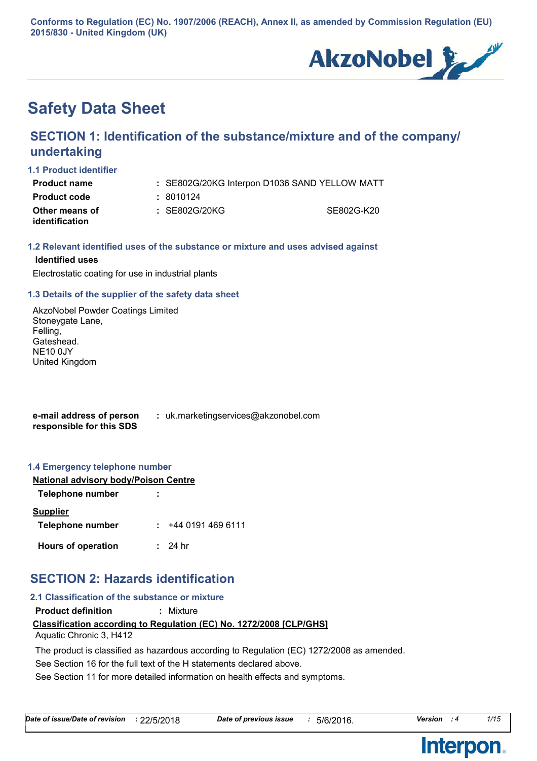Conforms to Regulation (EC) No. 1907/2006 (REACH), Annex II, as amended by Commission Regulation (EU) 2015/830 - United Kingdom (UK)

# Safety Data Sheet

## SECTION 1: Identification of the substance/mixture and of the company/undertaking

### 1.1 Product identifier

| | | | |
|---|---|---|---|
| **Product name** | : | SE802G/20KG Interpon D1036 SAND YELLOW MATT | |
| **Product code** | : | 8010124 | |
| **Other means of identification** | : | SE802G/20KG | SE802G-K20 |

### 1.2 Relevant identified uses of the substance or mixture and uses advised against

**Identified uses**

Electrostatic coating for use in industrial plants

### 1.3 Details of the supplier of the safety data sheet

AkzoNobel Powder Coatings Limited
Stoneygate Lane,
Felling,
Gateshead.
NE10 0JY
United Kingdom

**e-mail address of person responsible for this SDS** : uk.marketingservices@akzonobel.com

### 1.4 Emergency telephone number

**National advisory body/Poison Centre**

**Telephone number** :

**Supplier**

**Telephone number** : +44 0191 469 6111

**Hours of operation** : 24 hr

## SECTION 2: Hazards identification

### 2.1 Classification of the substance or mixture

**Product definition** : Mixture

**Classification according to Regulation (EC) No. 1272/2008 [CLP/GHS]**

Aquatic Chronic 3, H412

The product is classified as hazardous according to Regulation (EC) 1272/2008 as amended.

See Section 16 for the full text of the H statements declared above.

See Section 11 for more detailed information on health effects and symptoms.

*Date of issue/Date of revision* : 22/5/2018 *Date of previous issue* : 5/6/2016. *Version* : 4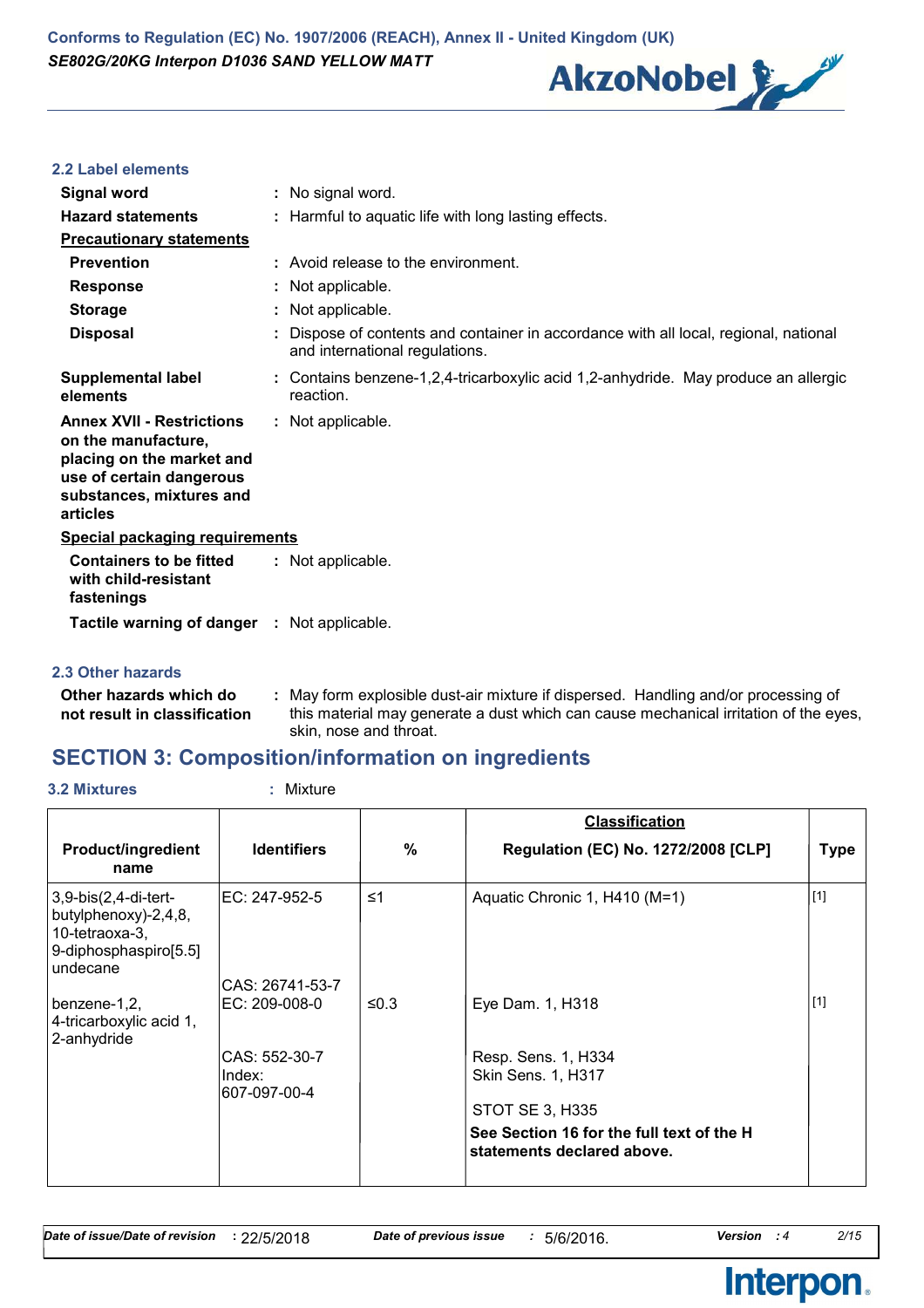### 2.2 Label elements

| | | |
|---|---|---|
| **Signal word** | : | No signal word. |
| **Hazard statements** | : | Harmful to aquatic life with long lasting effects. |

**Precautionary statements**

| | | |
|---|---|---|
| **Prevention** | : | Avoid release to the environment. |
| **Response** | : | Not applicable. |
| **Storage** | : | Not applicable. |
| **Disposal** | : | Dispose of contents and container in accordance with all local, regional, national and international regulations. |
| **Supplemental label elements** | : | Contains benzene-1,2,4-tricarboxylic acid 1,2-anhydride. May produce an allergic reaction. |
| **Annex XVII - Restrictions on the manufacture, placing on the market and use of certain dangerous substances, mixtures and articles** | : | Not applicable. |

**Special packaging requirements**

| | | |
|---|---|---|
| **Containers to be fitted with child-resistant fastenings** | : | Not applicable. |
| **Tactile warning of danger** | : | Not applicable. |

### 2.3 Other hazards

| | | |
|---|---|---|
| **Other hazards which do not result in classification** | : | May form explosible dust-air mixture if dispersed. Handling and/or processing of this material may generate a dust which can cause mechanical irritation of the eyes, skin, nose and throat. |

## SECTION 3: Composition/information on ingredients

**3.2 Mixtures** : Mixture

| Product/ingredient name | Identifiers | % | Classification<br>Regulation (EC) No. 1272/2008 [CLP] | Type |
|---|---|---|---|---|
| 3,9-bis(2,4-di-tert-butylphenoxy)-2,4,8,10-tetraoxa-3,9-diphosphaspiro[5.5]undecane | EC: 247-952-5<br>CAS: 26741-53-7 | ≤1 | Aquatic Chronic 1, H410 (M=1) | [1] |
| benzene-1,2,4-tricarboxylic acid 1,2-anhydride | EC: 209-008-0<br>CAS: 552-30-7<br>Index: 607-097-00-4 | ≤0.3 | Eye Dam. 1, H318<br>Resp. Sens. 1, H334<br>Skin Sens. 1, H317<br>STOT SE 3, H335 | [1] |
| | | | **See Section 16 for the full text of the H statements declared above.** | |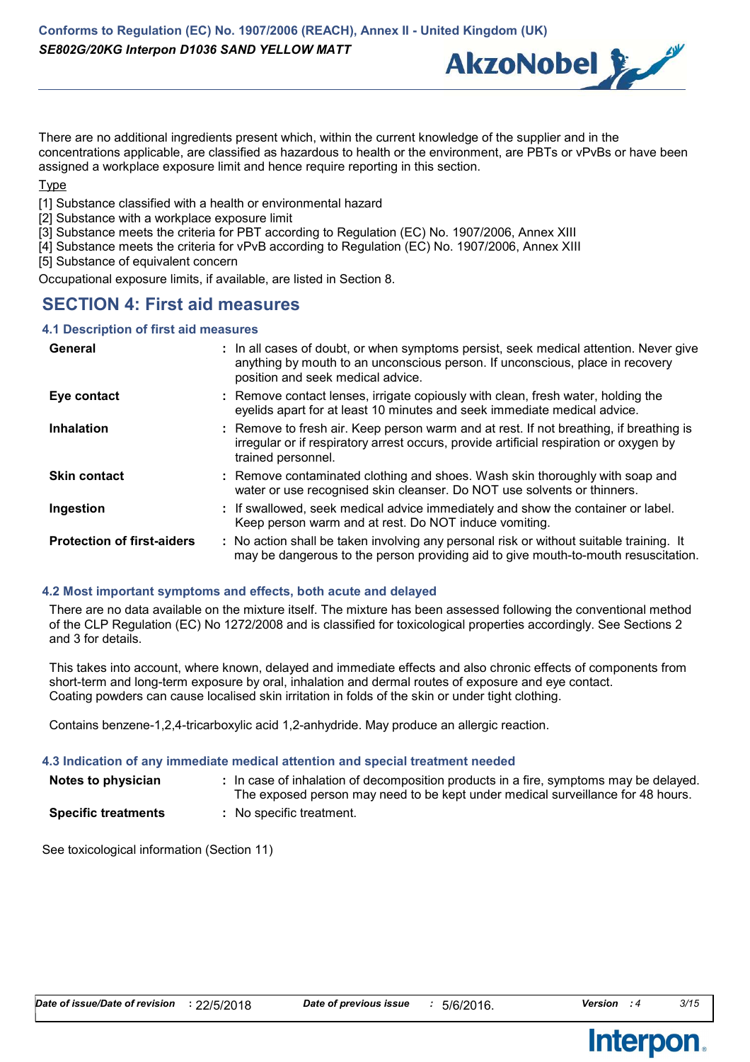There are no additional ingredients present which, within the current knowledge of the supplier and in the concentrations applicable, are classified as hazardous to health or the environment, are PBTs or vPvBs or have been assigned a workplace exposure limit and hence require reporting in this section.

Type

[1] Substance classified with a health or environmental hazard
[2] Substance with a workplace exposure limit
[3] Substance meets the criteria for PBT according to Regulation (EC) No. 1907/2006, Annex XIII
[4] Substance meets the criteria for vPvB according to Regulation (EC) No. 1907/2006, Annex XIII
[5] Substance of equivalent concern

Occupational exposure limits, if available, are listed in Section 8.

## SECTION 4: First aid measures

### 4.1 Description of first aid measures

| | |
|---|---|
| **General** | : In all cases of doubt, or when symptoms persist, seek medical attention. Never give anything by mouth to an unconscious person. If unconscious, place in recovery position and seek medical advice. |
| **Eye contact** | : Remove contact lenses, irrigate copiously with clean, fresh water, holding the eyelids apart for at least 10 minutes and seek immediate medical advice. |
| **Inhalation** | : Remove to fresh air. Keep person warm and at rest. If not breathing, if breathing is irregular or if respiratory arrest occurs, provide artificial respiration or oxygen by trained personnel. |
| **Skin contact** | : Remove contaminated clothing and shoes. Wash skin thoroughly with soap and water or use recognised skin cleanser. Do NOT use solvents or thinners. |
| **Ingestion** | : If swallowed, seek medical advice immediately and show the container or label. Keep person warm and at rest. Do NOT induce vomiting. |
| **Protection of first-aiders** | : No action shall be taken involving any personal risk or without suitable training. It may be dangerous to the person providing aid to give mouth-to-mouth resuscitation. |

### 4.2 Most important symptoms and effects, both acute and delayed

There are no data available on the mixture itself. The mixture has been assessed following the conventional method of the CLP Regulation (EC) No 1272/2008 and is classified for toxicological properties accordingly. See Sections 2 and 3 for details.

This takes into account, where known, delayed and immediate effects and also chronic effects of components from short-term and long-term exposure by oral, inhalation and dermal routes of exposure and eye contact. Coating powders can cause localised skin irritation in folds of the skin or under tight clothing.

Contains benzene-1,2,4-tricarboxylic acid 1,2-anhydride. May produce an allergic reaction.

### 4.3 Indication of any immediate medical attention and special treatment needed

| | |
|---|---|
| **Notes to physician** | : In case of inhalation of decomposition products in a fire, symptoms may be delayed. The exposed person may need to be kept under medical surveillance for 48 hours. |
| **Specific treatments** | : No specific treatment. |

See toxicological information (Section 11)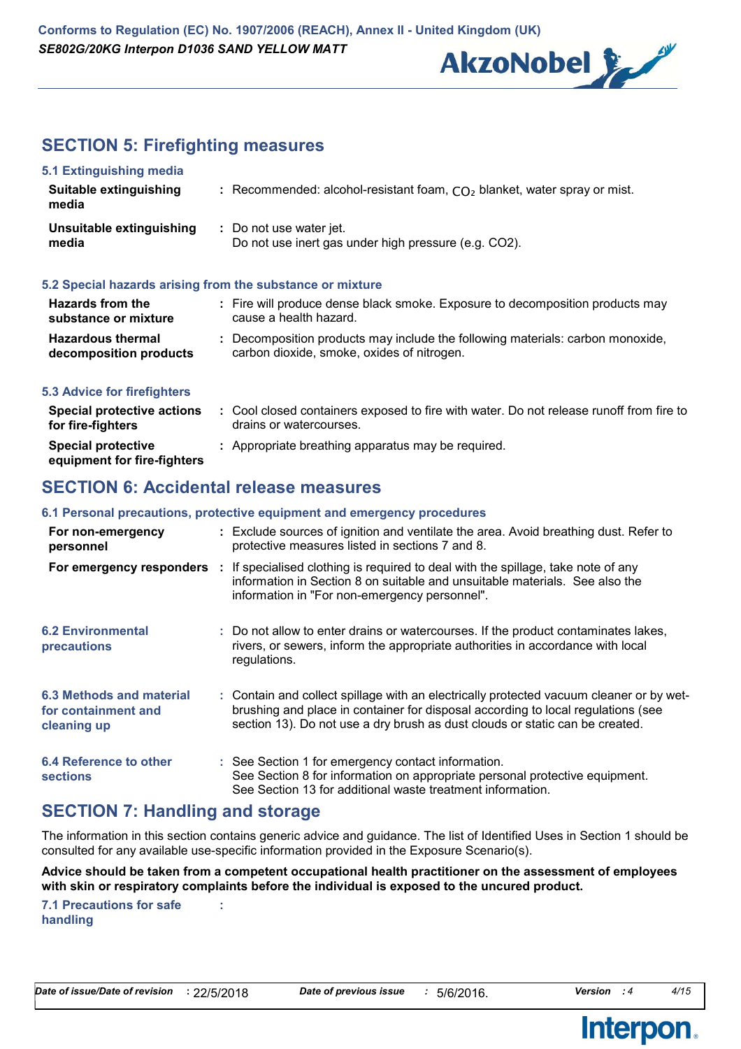## SECTION 5: Firefighting measures

### 5.1 Extinguishing media

| | | |
|---|---|---|
| **Suitable extinguishing media** | : | Recommended: alcohol-resistant foam, $CO_2$ blanket, water spray or mist. |
| **Unsuitable extinguishing media** | : | Do not use water jet.<br>Do not use inert gas under high pressure (e.g. CO2). |

### 5.2 Special hazards arising from the substance or mixture

| | | |
|---|---|---|
| **Hazards from the substance or mixture** | : | Fire will produce dense black smoke. Exposure to decomposition products may cause a health hazard. |
| **Hazardous thermal decomposition products** | : | Decomposition products may include the following materials: carbon monoxide, carbon dioxide, smoke, oxides of nitrogen. |

### 5.3 Advice for firefighters

| | | |
|---|---|---|
| **Special protective actions for fire-fighters** | : | Cool closed containers exposed to fire with water. Do not release runoff from fire to drains or watercourses. |
| **Special protective equipment for fire-fighters** | : | Appropriate breathing apparatus may be required. |

## SECTION 6: Accidental release measures

### 6.1 Personal precautions, protective equipment and emergency procedures

| | | |
|---|---|---|
| **For non-emergency personnel** | : | Exclude sources of ignition and ventilate the area. Avoid breathing dust. Refer to protective measures listed in sections 7 and 8. |
| **For emergency responders** | : | If specialised clothing is required to deal with the spillage, take note of any information in Section 8 on suitable and unsuitable materials. See also the information in "For non-emergency personnel". |

| | | |
|---|---|---|
| **6.2 Environmental precautions** | : | Do not allow to enter drains or watercourses. If the product contaminates lakes, rivers, or sewers, inform the appropriate authorities in accordance with local regulations. |
| **6.3 Methods and material for containment and cleaning up** | : | Contain and collect spillage with an electrically protected vacuum cleaner or by wet-brushing and place in container for disposal according to local regulations (see section 13). Do not use a dry brush as dust clouds or static can be created. |
| **6.4 Reference to other sections** | : | See Section 1 for emergency contact information.<br>See Section 8 for information on appropriate personal protective equipment.<br>See Section 13 for additional waste treatment information. |

## SECTION 7: Handling and storage

The information in this section contains generic advice and guidance. The list of Identified Uses in Section 1 should be consulted for any available use-specific information provided in the Exposure Scenario(s).

**Advice should be taken from a competent occupational health practitioner on the assessment of employees with skin or respiratory complaints before the individual is exposed to the uncured product.**

**7.1 Precautions for safe handling** :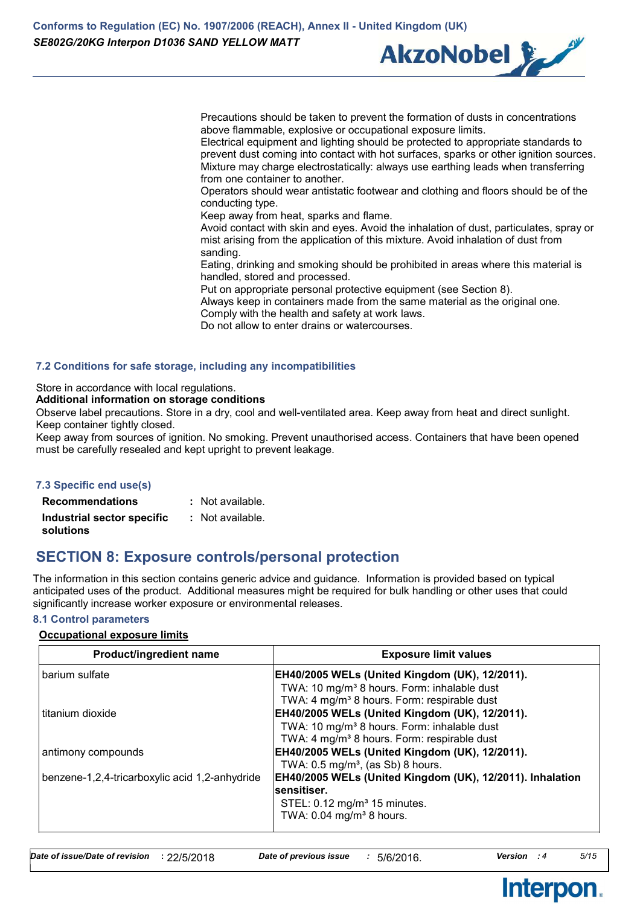Precautions should be taken to prevent the formation of dusts in concentrations above flammable, explosive or occupational exposure limits.
Electrical equipment and lighting should be protected to appropriate standards to prevent dust coming into contact with hot surfaces, sparks or other ignition sources.
Mixture may charge electrostatically: always use earthing leads when transferring from one container to another.
Operators should wear antistatic footwear and clothing and floors should be of the conducting type.
Keep away from heat, sparks and flame.
Avoid contact with skin and eyes. Avoid the inhalation of dust, particulates, spray or mist arising from the application of this mixture. Avoid inhalation of dust from sanding.
Eating, drinking and smoking should be prohibited in areas where this material is handled, stored and processed.
Put on appropriate personal protective equipment (see Section 8).
Always keep in containers made from the same material as the original one.
Comply with the health and safety at work laws.
Do not allow to enter drains or watercourses.

### 7.2 Conditions for safe storage, including any incompatibilities

Store in accordance with local regulations.

**Additional information on storage conditions**

Observe label precautions. Store in a dry, cool and well-ventilated area. Keep away from heat and direct sunlight. Keep container tightly closed.
Keep away from sources of ignition. No smoking. Prevent unauthorised access. Containers that have been opened must be carefully resealed and kept upright to prevent leakage.

### 7.3 Specific end use(s)

**Recommendations** : Not available.

**Industrial sector specific solutions** : Not available.

## SECTION 8: Exposure controls/personal protection

The information in this section contains generic advice and guidance. Information is provided based on typical anticipated uses of the product. Additional measures might be required for bulk handling or other uses that could significantly increase worker exposure or environmental releases.

### 8.1 Control parameters

**Occupational exposure limits**

| Product/ingredient name | Exposure limit values |
|---|---|
| barium sulfate | **EH40/2005 WELs (United Kingdom (UK), 12/2011).**<br>TWA: 10 mg/m³ 8 hours. Form: inhalable dust<br>TWA: 4 mg/m³ 8 hours. Form: respirable dust |
| titanium dioxide | **EH40/2005 WELs (United Kingdom (UK), 12/2011).**<br>TWA: 10 mg/m³ 8 hours. Form: inhalable dust<br>TWA: 4 mg/m³ 8 hours. Form: respirable dust |
| antimony compounds | **EH40/2005 WELs (United Kingdom (UK), 12/2011).**<br>TWA: 0.5 mg/m³, (as Sb) 8 hours. |
| benzene-1,2,4-tricarboxylic acid 1,2-anhydride | **EH40/2005 WELs (United Kingdom (UK), 12/2011). Inhalation sensitiser.**<br>STEL: 0.12 mg/m³ 15 minutes.<br>TWA: 0.04 mg/m³ 8 hours. |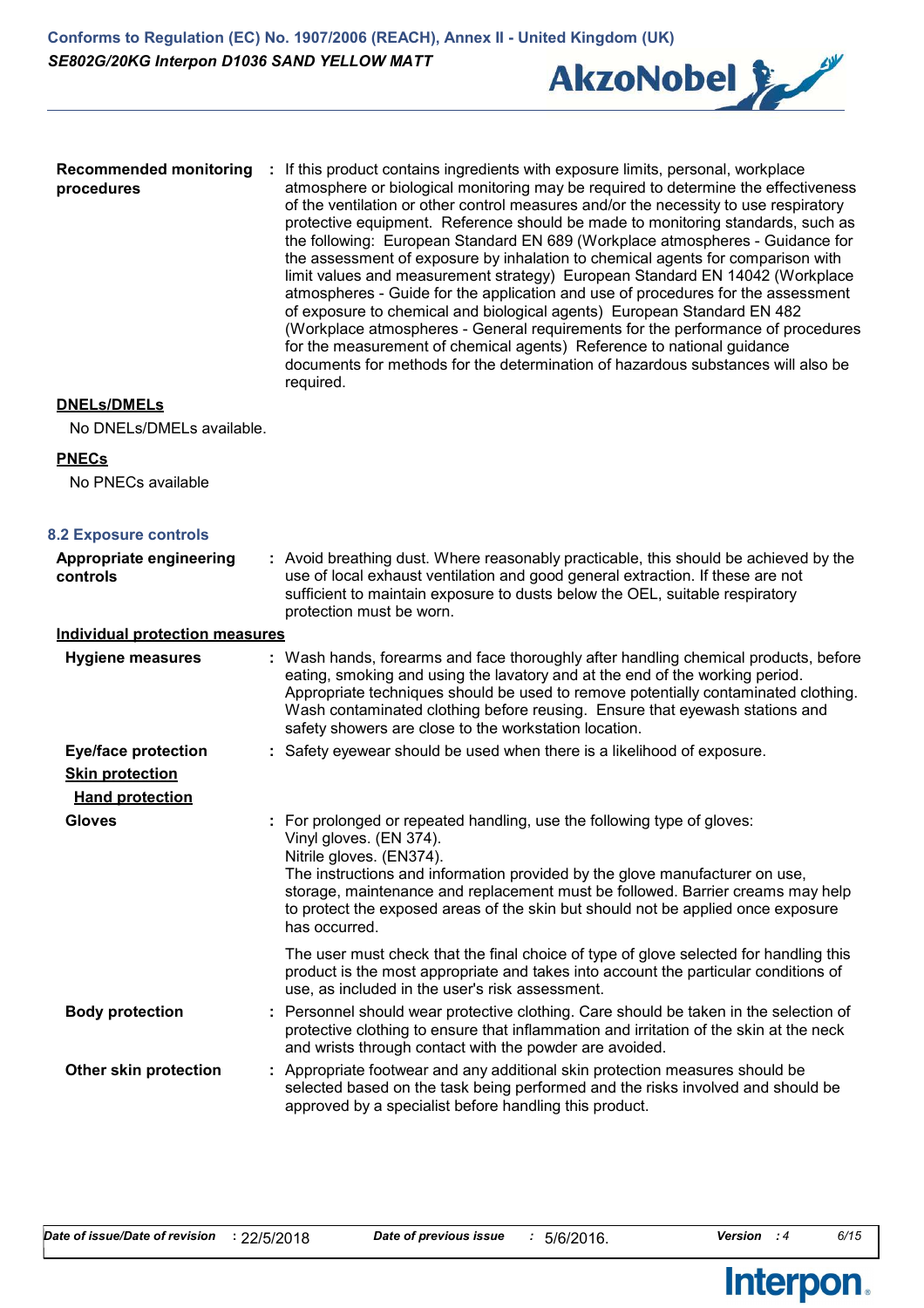**Recommended monitoring procedures** : If this product contains ingredients with exposure limits, personal, workplace atmosphere or biological monitoring may be required to determine the effectiveness of the ventilation or other control measures and/or the necessity to use respiratory protective equipment. Reference should be made to monitoring standards, such as the following: European Standard EN 689 (Workplace atmospheres - Guidance for the assessment of exposure by inhalation to chemical agents for comparison with limit values and measurement strategy) European Standard EN 14042 (Workplace atmospheres - Guide for the application and use of procedures for the assessment of exposure to chemical and biological agents) European Standard EN 482 (Workplace atmospheres - General requirements for the performance of procedures for the measurement of chemical agents) Reference to national guidance documents for methods for the determination of hazardous substances will also be required.

**DNELs/DMELs**

No DNELs/DMELs available.

**PNECs**

No PNECs available

## 8.2 Exposure controls

**Appropriate engineering controls** : Avoid breathing dust. Where reasonably practicable, this should be achieved by the use of local exhaust ventilation and good general extraction. If these are not sufficient to maintain exposure to dusts below the OEL, suitable respiratory protection must be worn.

**Individual protection measures**

**Hygiene measures** : Wash hands, forearms and face thoroughly after handling chemical products, before eating, smoking and using the lavatory and at the end of the working period. Appropriate techniques should be used to remove potentially contaminated clothing. Wash contaminated clothing before reusing. Ensure that eyewash stations and safety showers are close to the workstation location.

**Eye/face protection** : Safety eyewear should be used when there is a likelihood of exposure.

**Skin protection**

**Hand protection**

**Gloves** : For prolonged or repeated handling, use the following type of gloves:
Vinyl gloves. (EN 374).
Nitrile gloves. (EN374).
The instructions and information provided by the glove manufacturer on use, storage, maintenance and replacement must be followed. Barrier creams may help to protect the exposed areas of the skin but should not be applied once exposure has occurred.

The user must check that the final choice of type of glove selected for handling this product is the most appropriate and takes into account the particular conditions of use, as included in the user's risk assessment.

**Body protection** : Personnel should wear protective clothing. Care should be taken in the selection of protective clothing to ensure that inflammation and irritation of the skin at the neck and wrists through contact with the powder are avoided.

**Other skin protection** : Appropriate footwear and any additional skin protection measures should be selected based on the task being performed and the risks involved and should be approved by a specialist before handling this product.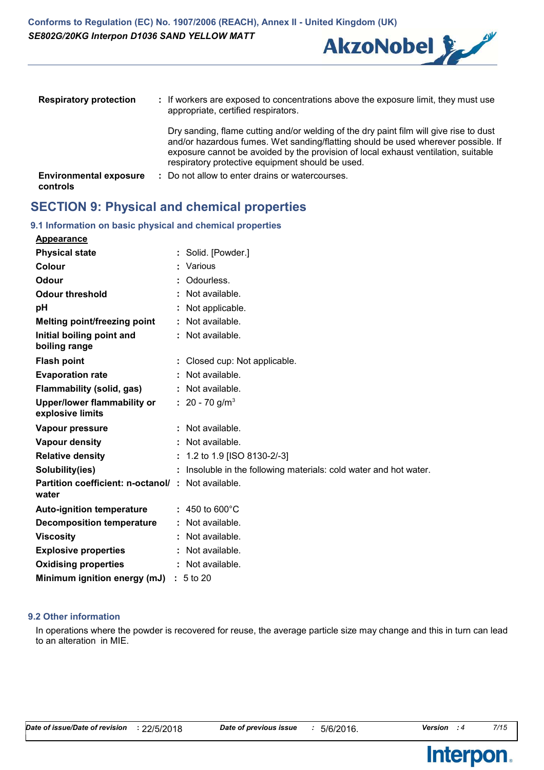| | |
|---|---|
| **Respiratory protection** | : If workers are exposed to concentrations above the exposure limit, they must use appropriate, certified respirators.<br><br>Dry sanding, flame cutting and/or welding of the dry paint film will give rise to dust and/or hazardous fumes. Wet sanding/flatting should be used wherever possible. If exposure cannot be avoided by the provision of local exhaust ventilation, suitable respiratory protective equipment should be used. |
| **Environmental exposure controls** | : Do not allow to enter drains or watercourses. |

## SECTION 9: Physical and chemical properties

### 9.1 Information on basic physical and chemical properties

**Appearance**

| | |
|---|---|
| **Physical state** | : Solid. [Powder.] |
| **Colour** | : Various |
| **Odour** | : Odourless. |
| **Odour threshold** | : Not available. |
| **pH** | : Not applicable. |
| **Melting point/freezing point** | : Not available. |
| **Initial boiling point and boiling range** | : Not available. |
| **Flash point** | : Closed cup: Not applicable. |
| **Evaporation rate** | : Not available. |
| **Flammability (solid, gas)** | : Not available. |
| **Upper/lower flammability or explosive limits** | : 20 - 70 g/$m^3$ |
| **Vapour pressure** | : Not available. |
| **Vapour density** | : Not available. |
| **Relative density** | : 1.2 to 1.9 [ISO 8130-2/-3] |
| **Solubility(ies)** | : Insoluble in the following materials: cold water and hot water. |
| **Partition coefficient: n-octanol/ water** | : Not available. |
| **Auto-ignition temperature** | : 450 to 600°C |
| **Decomposition temperature** | : Not available. |
| **Viscosity** | : Not available. |
| **Explosive properties** | : Not available. |
| **Oxidising properties** | : Not available. |
| **Minimum ignition energy (mJ)** | : 5 to 20 |

### 9.2 Other information

In operations where the powder is recovered for reuse, the average particle size may change and this in turn can lead to an alteration in MIE.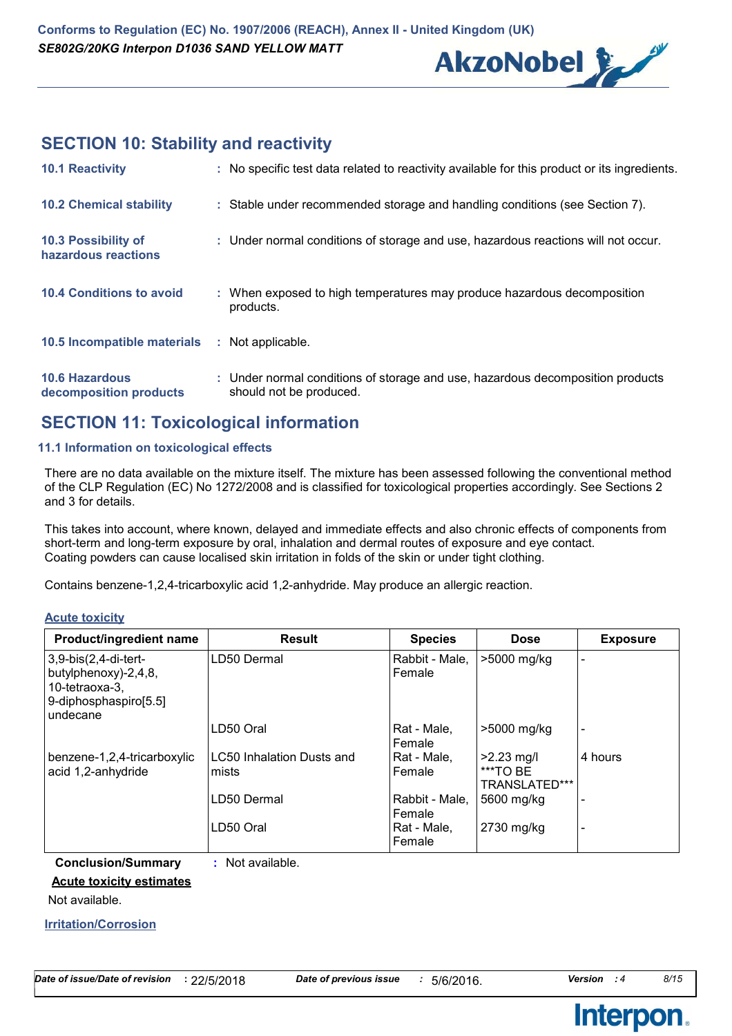## SECTION 10: Stability and reactivity

| | |
|---|---|
| **10.1 Reactivity** | : No specific test data related to reactivity available for this product or its ingredients. |
| **10.2 Chemical stability** | : Stable under recommended storage and handling conditions (see Section 7). |
| **10.3 Possibility of hazardous reactions** | : Under normal conditions of storage and use, hazardous reactions will not occur. |
| **10.4 Conditions to avoid** | : When exposed to high temperatures may produce hazardous decomposition products. |
| **10.5 Incompatible materials** | : Not applicable. |
| **10.6 Hazardous decomposition products** | : Under normal conditions of storage and use, hazardous decomposition products should not be produced. |

## SECTION 11: Toxicological information

### 11.1 Information on toxicological effects

There are no data available on the mixture itself. The mixture has been assessed following the conventional method of the CLP Regulation (EC) No 1272/2008 and is classified for toxicological properties accordingly. See Sections 2 and 3 for details.

This takes into account, where known, delayed and immediate effects and also chronic effects of components from short-term and long-term exposure by oral, inhalation and dermal routes of exposure and eye contact.
Coating powders can cause localised skin irritation in folds of the skin or under tight clothing.

Contains benzene-1,2,4-tricarboxylic acid 1,2-anhydride. May produce an allergic reaction.

**Acute toxicity**

| Product/ingredient name | Result | Species | Dose | Exposure |
|---|---|---|---|---|
| 3,9-bis(2,4-di-tert-butylphenoxy)-2,4,8,10-tetraoxa-3,9-diphosphaspiro[5.5]undecane | LD50 Dermal | Rabbit - Male, Female | >5000 mg/kg | - |
| | LD50 Oral | Rat - Male, Female | >5000 mg/kg | - |
| benzene-1,2,4-tricarboxylic acid 1,2-anhydride | LC50 Inhalation Dusts and mists | Rat - Male, Female | >2.23 mg/l ***TO BE TRANSLATED*** | 4 hours |
| | LD50 Dermal | Rabbit - Male, Female | 5600 mg/kg | - |
| | LD50 Oral | Rat - Male, Female | 2730 mg/kg | - |

**Conclusion/Summary** : Not available.

**Acute toxicity estimates**

Not available.

**Irritation/Corrosion**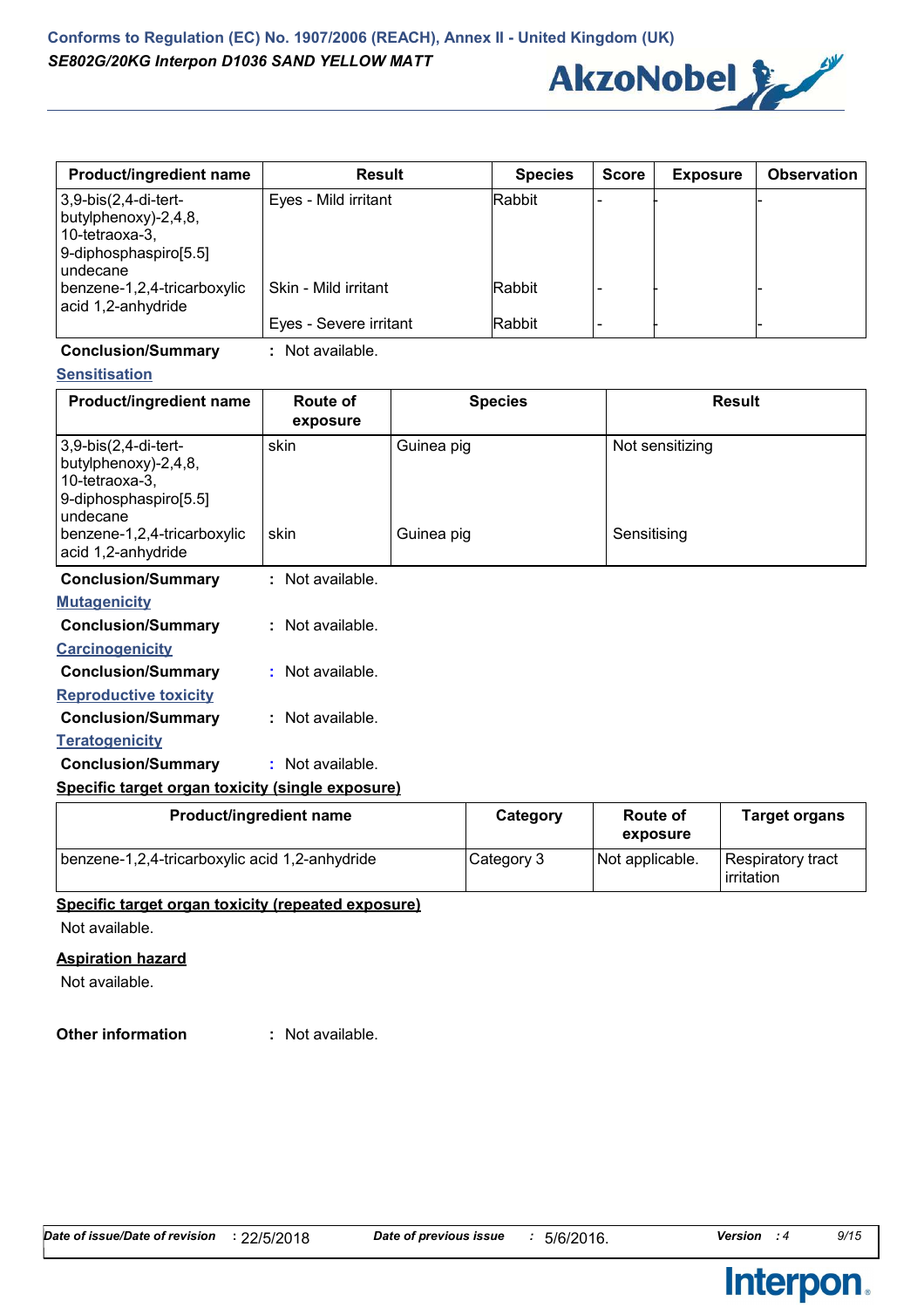| Product/ingredient name | Result | Species | Score | Exposure | Observation |
|---|---|---|---|---|---|
| 3,9-bis(2,4-di-tert-butylphenoxy)-2,4,8,10-tetraoxa-3,9-diphosphaspiro[5.5]undecane | Eyes - Mild irritant | Rabbit | - | - | - |
| benzene-1,2,4-tricarboxylic acid 1,2-anhydride | Skin - Mild irritant | Rabbit | - | - | - |
| | Eyes - Severe irritant | Rabbit | - | - | - |

**Conclusion/Summary** : Not available.

**Sensitisation**

| Product/ingredient name | Route of exposure | Species | Result |
|---|---|---|---|
| 3,9-bis(2,4-di-tert-butylphenoxy)-2,4,8,10-tetraoxa-3,9-diphosphaspiro[5.5]undecane | skin | Guinea pig | Not sensitizing |
| benzene-1,2,4-tricarboxylic acid 1,2-anhydride | skin | Guinea pig | Sensitising |

**Conclusion/Summary** : Not available.

**Mutagenicity**

**Conclusion/Summary** : Not available.

**Carcinogenicity**

**Conclusion/Summary** : Not available.

**Reproductive toxicity**

**Conclusion/Summary** : Not available.

**Teratogenicity**

**Conclusion/Summary** : Not available.

**Specific target organ toxicity (single exposure)**

| Product/ingredient name | Category | Route of exposure | Target organs |
|---|---|---|---|
| benzene-1,2,4-tricarboxylic acid 1,2-anhydride | Category 3 | Not applicable. | Respiratory tract irritation |

**Specific target organ toxicity (repeated exposure)**

Not available.

**Aspiration hazard**

Not available.

**Other information** : Not available.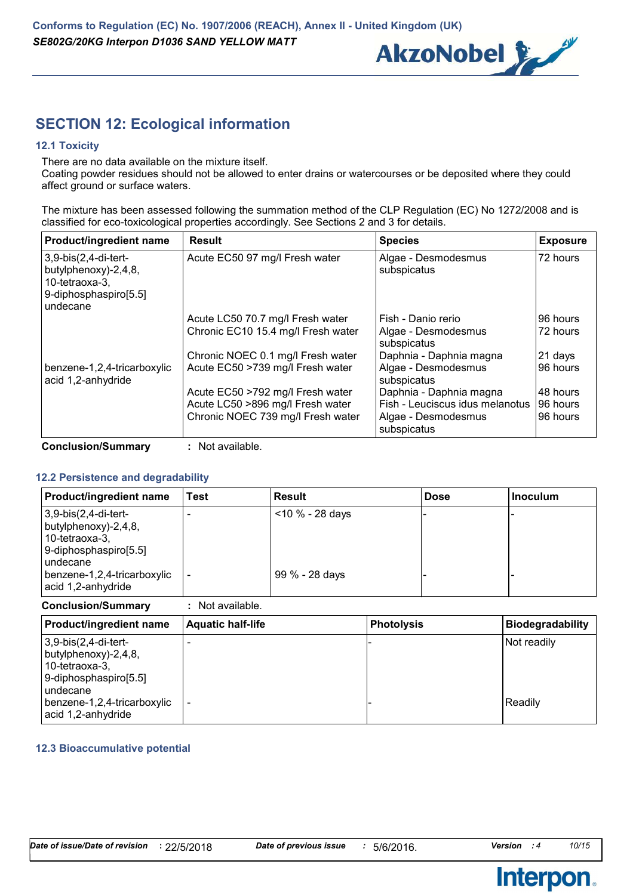## SECTION 12: Ecological information

### 12.1 Toxicity

There are no data available on the mixture itself.
Coating powder residues should not be allowed to enter drains or watercourses or be deposited where they could affect ground or surface waters.

The mixture has been assessed following the summation method of the CLP Regulation (EC) No 1272/2008 and is classified for eco-toxicological properties accordingly. See Sections 2 and 3 for details.

| Product/ingredient name | Result | Species | Exposure |
|---|---|---|---|
| 3,9-bis(2,4-di-tert-butylphenoxy)-2,4,8,10-tetraoxa-3,9-diphosphaspiro[5.5]undecane | Acute EC50 97 mg/l Fresh water | Algae - Desmodesmus subspicatus | 72 hours |
| | Acute LC50 70.7 mg/l Fresh water | Fish - Danio rerio | 96 hours |
| | Chronic EC10 15.4 mg/l Fresh water | Algae - Desmodesmus subspicatus | 72 hours |
| | Chronic NOEC 0.1 mg/l Fresh water | Daphnia - Daphnia magna | 21 days |
| benzene-1,2,4-tricarboxylic acid 1,2-anhydride | Acute EC50 >739 mg/l Fresh water | Algae - Desmodesmus subspicatus | 96 hours |
| | Acute EC50 >792 mg/l Fresh water | Daphnia - Daphnia magna | 48 hours |
| | Acute LC50 >896 mg/l Fresh water | Fish - Leuciscus idus melanotus | 96 hours |
| | Chronic NOEC 739 mg/l Fresh water | Algae - Desmodesmus subspicatus | 96 hours |

**Conclusion/Summary** : Not available.

### 12.2 Persistence and degradability

| Product/ingredient name | Test | Result | Dose | Inoculum |
|---|---|---|---|---|
| 3,9-bis(2,4-di-tert-butylphenoxy)-2,4,8,10-tetraoxa-3,9-diphosphaspiro[5.5]undecane | - | <10 % - 28 days | - | - |
| benzene-1,2,4-tricarboxylic acid 1,2-anhydride | - | 99 % - 28 days | - | - |

**Conclusion/Summary** : Not available.

| Product/ingredient name | Aquatic half-life | Photolysis | Biodegradability |
|---|---|---|---|
| 3,9-bis(2,4-di-tert-butylphenoxy)-2,4,8,10-tetraoxa-3,9-diphosphaspiro[5.5]undecane | - | - | Not readily |
| benzene-1,2,4-tricarboxylic acid 1,2-anhydride | - | - | Readily |

### 12.3 Bioaccumulative potential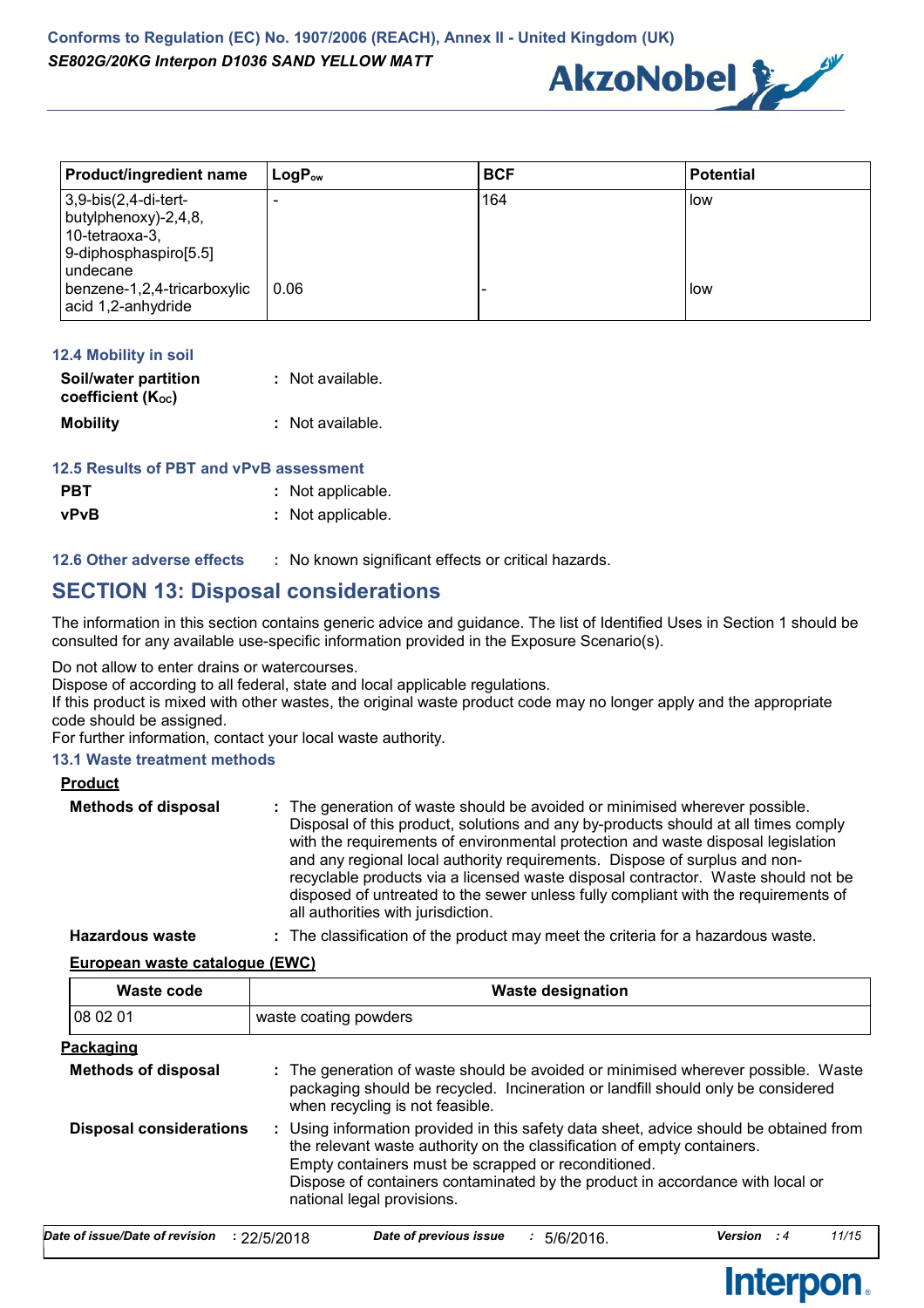| Product/ingredient name | $LogP_{ow}$ | BCF | Potential |
|---|---|---|---|
| 3,9-bis(2,4-di-tert-butylphenoxy)-2,4,8,10-tetraoxa-3,9-diphosphaspiro[5.5]undecane | - | 164 | low |
| benzene-1,2,4-tricarboxylic acid 1,2-anhydride | 0.06 | - | low |

### 12.4 Mobility in soil

**Soil/water partition coefficient ($K_{OC}$)** : Not available.

**Mobility** : Not available.

### 12.5 Results of PBT and vPvB assessment

**PBT** : Not applicable.

**vPvB** : Not applicable.

### 12.6 Other adverse effects

: No known significant effects or critical hazards.

## SECTION 13: Disposal considerations

The information in this section contains generic advice and guidance. The list of Identified Uses in Section 1 should be consulted for any available use-specific information provided in the Exposure Scenario(s).

Do not allow to enter drains or watercourses.
Dispose of according to all federal, state and local applicable regulations.
If this product is mixed with other wastes, the original waste product code may no longer apply and the appropriate code should be assigned.
For further information, contact your local waste authority.

### 13.1 Waste treatment methods

**Product**

**Methods of disposal** : The generation of waste should be avoided or minimised wherever possible. Disposal of this product, solutions and any by-products should at all times comply with the requirements of environmental protection and waste disposal legislation and any regional local authority requirements. Dispose of surplus and non-recyclable products via a licensed waste disposal contractor. Waste should not be disposed of untreated to the sewer unless fully compliant with the requirements of all authorities with jurisdiction.

**Hazardous waste** : The classification of the product may meet the criteria for a hazardous waste.

**European waste catalogue (EWC)**

| Waste code | Waste designation |
|---|---|
| 08 02 01 | waste coating powders |

**Packaging**

**Methods of disposal** : The generation of waste should be avoided or minimised wherever possible. Waste packaging should be recycled. Incineration or landfill should only be considered when recycling is not feasible.

**Disposal considerations** : Using information provided in this safety data sheet, advice should be obtained from the relevant waste authority on the classification of empty containers.
Empty containers must be scrapped or reconditioned.
Dispose of containers contaminated by the product in accordance with local or national legal provisions.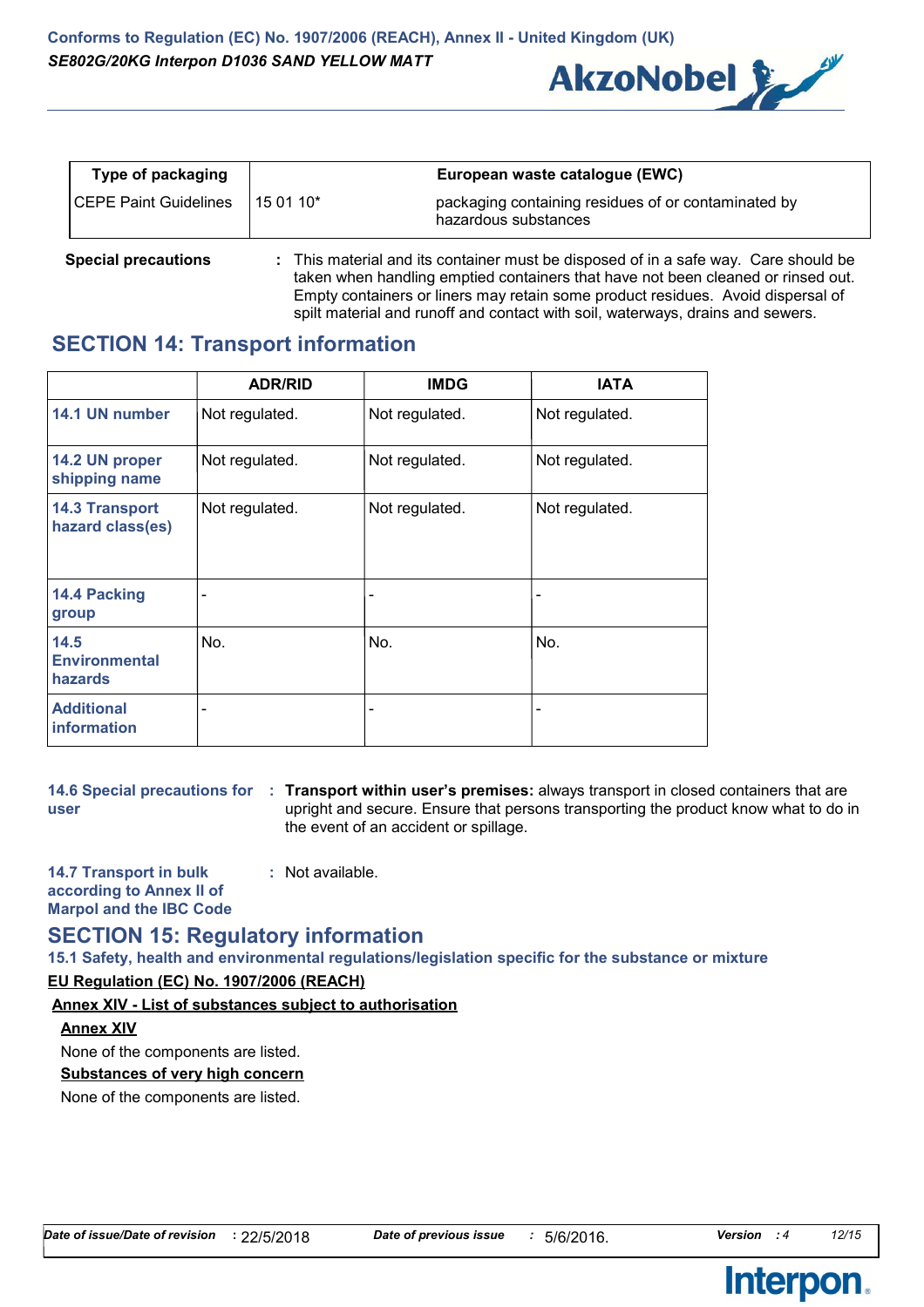| Type of packaging | European waste catalogue (EWC) | |
|---|---|---|
| CEPE Paint Guidelines | 15 01 10* | packaging containing residues of or contaminated by hazardous substances |

**Special precautions** : This material and its container must be disposed of in a safe way. Care should be taken when handling emptied containers that have not been cleaned or rinsed out. Empty containers or liners may retain some product residues. Avoid dispersal of spilt material and runoff and contact with soil, waterways, drains and sewers.

## SECTION 14: Transport information

| | ADR/RID | IMDG | IATA |
|---|---|---|---|
| 14.1 UN number | Not regulated. | Not regulated. | Not regulated. |
| 14.2 UN proper shipping name | Not regulated. | Not regulated. | Not regulated. |
| 14.3 Transport hazard class(es) | Not regulated. | Not regulated. | Not regulated. |
| 14.4 Packing group | - | - | - |
| 14.5 Environmental hazards | No. | No. | No. |
| Additional information | - | - | - |

**14.6 Special precautions for user** : **Transport within user's premises:** always transport in closed containers that are upright and secure. Ensure that persons transporting the product know what to do in the event of an accident or spillage.

**14.7 Transport in bulk according to Annex II of Marpol and the IBC Code** : Not available.

## SECTION 15: Regulatory information

### 15.1 Safety, health and environmental regulations/legislation specific for the substance or mixture

**EU Regulation (EC) No. 1907/2006 (REACH)**

**Annex XIV - List of substances subject to authorisation**

**Annex XIV**

None of the components are listed.

**Substances of very high concern**

None of the components are listed.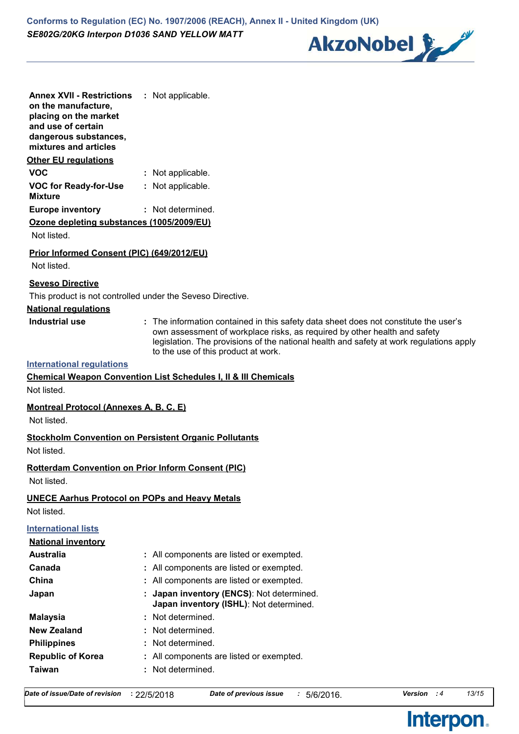| | | |
|---|---|---|
| **Annex XVII - Restrictions on the manufacture, placing on the market and use of certain dangerous substances, mixtures and articles** | : | Not applicable. |

**Other EU regulations**

| | | |
|---|---|---|
| **VOC** | : | Not applicable. |
| **VOC for Ready-for-Use Mixture** | : | Not applicable. |
| **Europe inventory** | : | Not determined. |

**Ozone depleting substances (1005/2009/EU)**

Not listed.

**Prior Informed Consent (PIC) (649/2012/EU)**

Not listed.

**Seveso Directive**

This product is not controlled under the Seveso Directive.

**National regulations**

| | | |
|---|---|---|
| **Industrial use** | : | The information contained in this safety data sheet does not constitute the user's own assessment of workplace risks, as required by other health and safety legislation. The provisions of the national health and safety at work regulations apply to the use of this product at work. |

**International regulations**

**Chemical Weapon Convention List Schedules I, II & III Chemicals**

Not listed.

**Montreal Protocol (Annexes A, B, C, E)**

Not listed.

**Stockholm Convention on Persistent Organic Pollutants**

Not listed.

**Rotterdam Convention on Prior Inform Consent (PIC)**

Not listed.

**UNECE Aarhus Protocol on POPs and Heavy Metals**

Not listed.

**International lists**

**National inventory**

| | | |
|---|---|---|
| **Australia** | : | All components are listed or exempted. |
| **Canada** | : | All components are listed or exempted. |
| **China** | : | All components are listed or exempted. |
| **Japan** | : | **Japan inventory (ENCS)**: Not determined.<br>**Japan inventory (ISHL)**: Not determined. |
| **Malaysia** | : | Not determined. |
| **New Zealand** | : | Not determined. |
| **Philippines** | : | Not determined. |
| **Republic of Korea** | : | All components are listed or exempted. |
| **Taiwan** | : | Not determined. |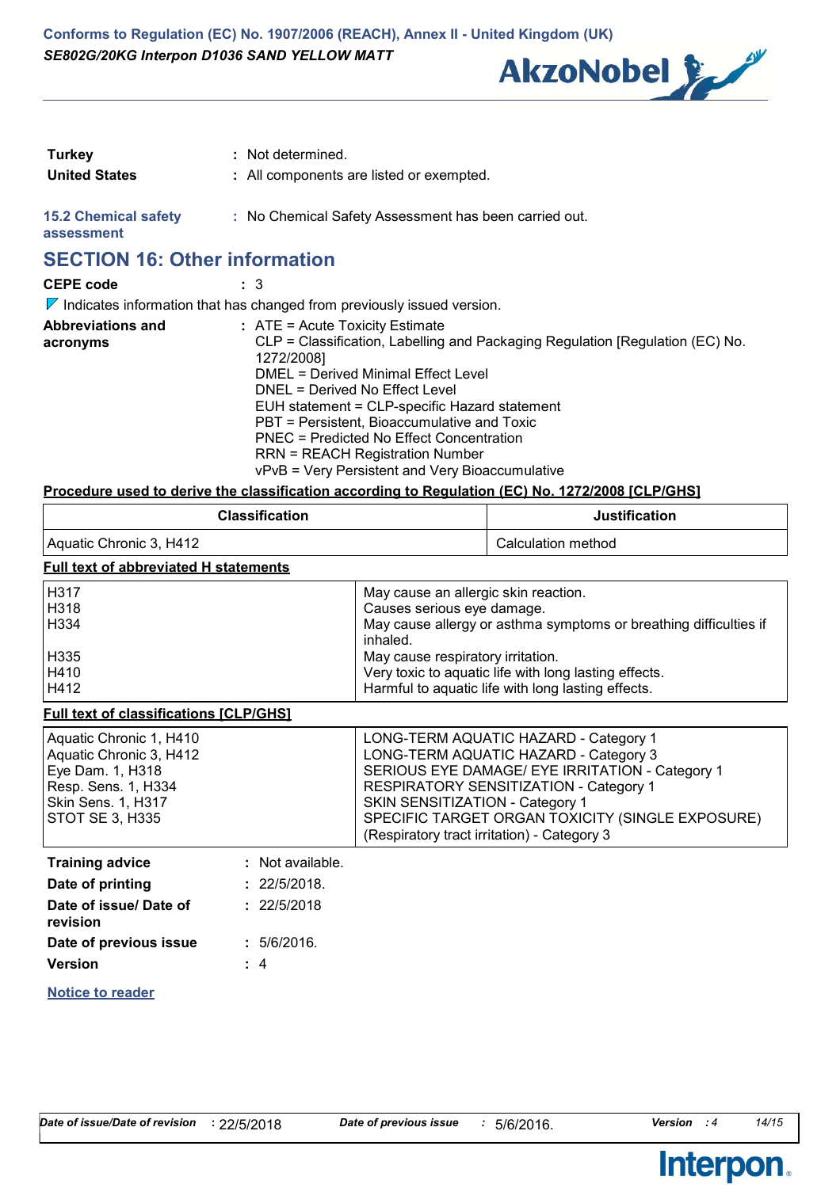| | | |
|---|---|---|
| **Turkey** | : | Not determined. |
| **United States** | : | All components are listed or exempted. |

**15.2 Chemical safety assessment** : No Chemical Safety Assessment has been carried out.

## SECTION 16: Other information

**CEPE code** : 3

◸ Indicates information that has changed from previously issued version.

**Abbreviations and acronyms** :
ATE = Acute Toxicity Estimate
CLP = Classification, Labelling and Packaging Regulation [Regulation (EC) No. 1272/2008]
DMEL = Derived Minimal Effect Level
DNEL = Derived No Effect Level
EUH statement = CLP-specific Hazard statement
PBT = Persistent, Bioaccumulative and Toxic
PNEC = Predicted No Effect Concentration
RRN = REACH Registration Number
vPvB = Very Persistent and Very Bioaccumulative

**Procedure used to derive the classification according to Regulation (EC) No. 1272/2008 [CLP/GHS]**

| Classification | Justification |
|---|---|
| Aquatic Chronic 3, H412 | Calculation method |

**Full text of abbreviated H statements**

| | |
|---|---|
| H317 | May cause an allergic skin reaction. |
| H318 | Causes serious eye damage. |
| H334 | May cause allergy or asthma symptoms or breathing difficulties if inhaled. |
| H335 | May cause respiratory irritation. |
| H410 | Very toxic to aquatic life with long lasting effects. |
| H412 | Harmful to aquatic life with long lasting effects. |

**Full text of classifications [CLP/GHS]**

| | |
|---|---|
| Aquatic Chronic 1, H410 | LONG-TERM AQUATIC HAZARD - Category 1 |
| Aquatic Chronic 3, H412 | LONG-TERM AQUATIC HAZARD - Category 3 |
| Eye Dam. 1, H318 | SERIOUS EYE DAMAGE/ EYE IRRITATION - Category 1 |
| Resp. Sens. 1, H334 | RESPIRATORY SENSITIZATION - Category 1 |
| Skin Sens. 1, H317 | SKIN SENSITIZATION - Category 1 |
| STOT SE 3, H335 | SPECIFIC TARGET ORGAN TOXICITY (SINGLE EXPOSURE) (Respiratory tract irritation) - Category 3 |

| | | |
|---|---|---|
| **Training advice** | : | Not available. |
| **Date of printing** | : | 22/5/2018. |
| **Date of issue/ Date of revision** | : | 22/5/2018 |
| **Date of previous issue** | : | 5/6/2016. |
| **Version** | : | 4 |

**Notice to reader**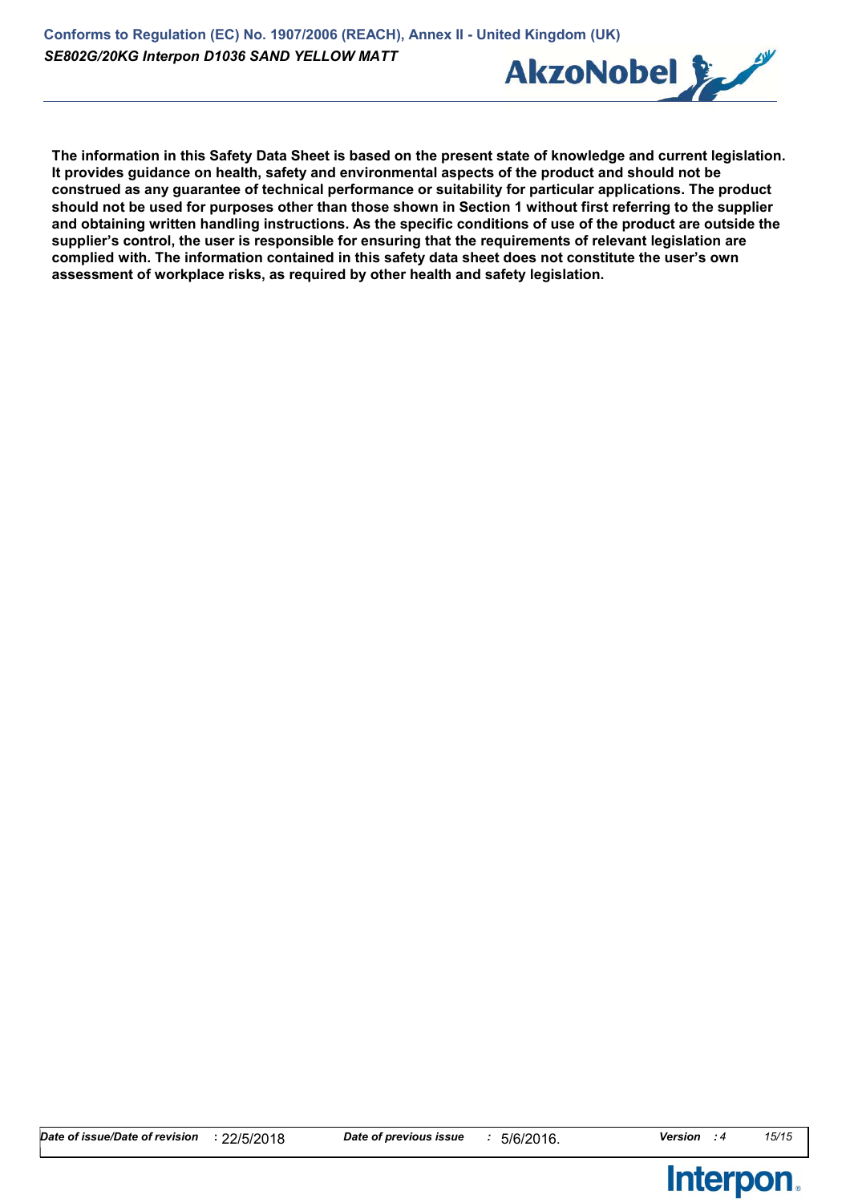**The information in this Safety Data Sheet is based on the present state of knowledge and current legislation. It provides guidance on health, safety and environmental aspects of the product and should not be construed as any guarantee of technical performance or suitability for particular applications. The product should not be used for purposes other than those shown in Section 1 without first referring to the supplier and obtaining written handling instructions. As the specific conditions of use of the product are outside the supplier's control, the user is responsible for ensuring that the requirements of relevant legislation are complied with. The information contained in this safety data sheet does not constitute the user's own assessment of workplace risks, as required by other health and safety legislation.**